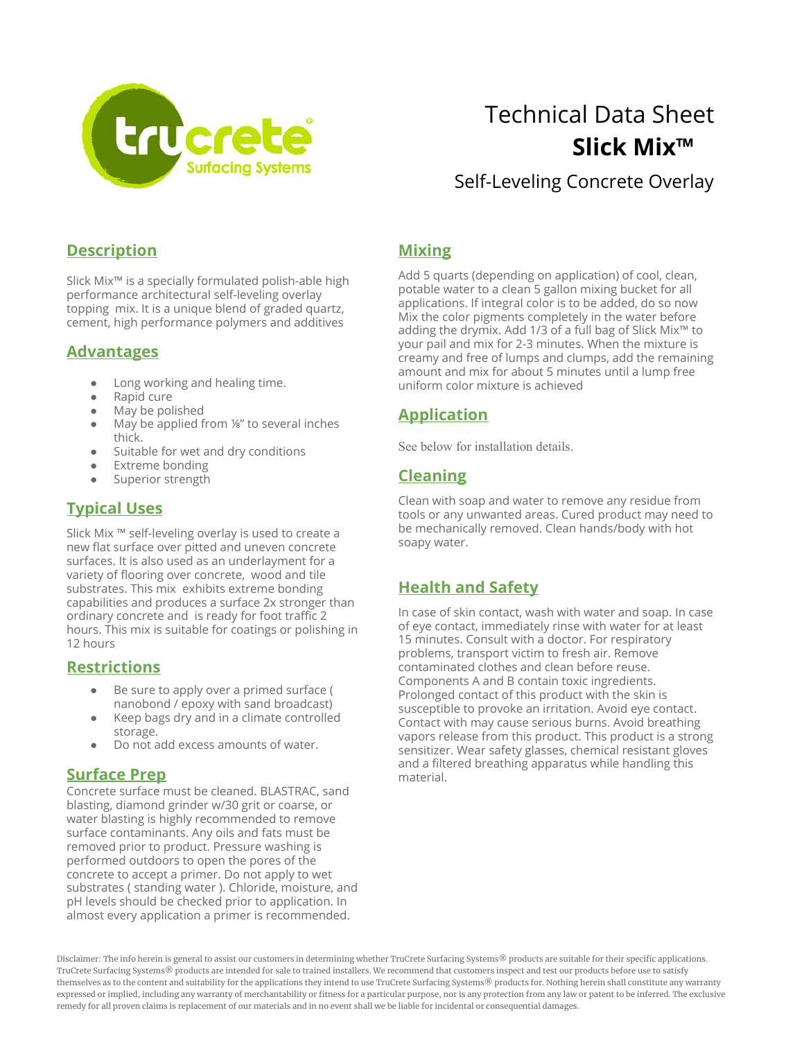# Technical Data Sheet

## **Slick Mix™**

### Self-Leveling Concrete Overlay

## Description

Slick Mix™ is a specially formulated polish-able high performance architectural self-leveling overlay topping mix. It is a unique blend of graded quartz, cement, high performance polymers and additives

## Advantages

- Long working and healing time.
- Rapid cure
- May be polished
- May be applied from ⅛" to several inches thick.
- Suitable for wet and dry conditions
- Extreme bonding
- Superior strength

## Typical Uses

Slick Mix ™ self-leveling overlay is used to create a new flat surface over pitted and uneven concrete surfaces. It is also used as an underlayment for a variety of flooring over concrete, wood and tile substrates. This mix exhibits extreme bonding capabilities and produces a surface 2x stronger than ordinary concrete and is ready for foot traffic 2 hours. This mix is suitable for coatings or polishing in 12 hours

## Restrictions

- Be sure to apply over a primed surface ( nanobond / epoxy with sand broadcast)
- Keep bags dry and in a climate controlled storage.
- Do not add excess amounts of water.

## Surface Prep

Concrete surface must be cleaned. BLASTRAC, sand blasting, diamond grinder w/30 grit or coarse, or water blasting is highly recommended to remove surface contaminants. Any oils and fats must be removed prior to product. Pressure washing is performed outdoors to open the pores of the concrete to accept a primer. Do not apply to wet substrates ( standing water ). Chloride, moisture, and pH levels should be checked prior to application. In almost every application a primer is recommended.

## Mixing

Add 5 quarts (depending on application) of cool, clean, potable water to a clean 5 gallon mixing bucket for all applications. If integral color is to be added, do so now Mix the color pigments completely in the water before adding the drymix. Add 1/3 of a full bag of Slick Mix™ to your pail and mix for 2-3 minutes. When the mixture is creamy and free of lumps and clumps, add the remaining amount and mix for about 5 minutes until a lump free uniform color mixture is achieved

## Application

See below for installation details.

## Cleaning

Clean with soap and water to remove any residue from tools or any unwanted areas. Cured product may need to be mechanically removed. Clean hands/body with hot soapy water.

## Health and Safety

In case of skin contact, wash with water and soap. In case of eye contact, immediately rinse with water for at least 15 minutes. Consult with a doctor. For respiratory problems, transport victim to fresh air. Remove contaminated clothes and clean before reuse. Components A and B contain toxic ingredients. Prolonged contact of this product with the skin is susceptible to provoke an irritation. Avoid eye contact. Contact with may cause serious burns. Avoid breathing vapors release from this product. This product is a strong sensitizer. Wear safety glasses, chemical resistant gloves and a filtered breathing apparatus while handling this material.

Disclaimer: The info herein is general to assist our customers in determining whether TruCrete Surfacing Systems® products are suitable for their specific applications. TruCrete Surfacing Systems® products are intended for sale to trained installers. We recommend that customers inspect and test our products before use to satisfy themselves as to the content and suitability for the applications they intend to use TruCrete Surfacing Systems® products for. Nothing herein shall constitute any warranty expressed or implied, including any warranty of merchantability or fitness for a particular purpose, nor is any protection from any law or patent to be inferred. The exclusive remedy for all proven claims is replacement of our materials and in no event shall we be liable for incidental or consequential damages.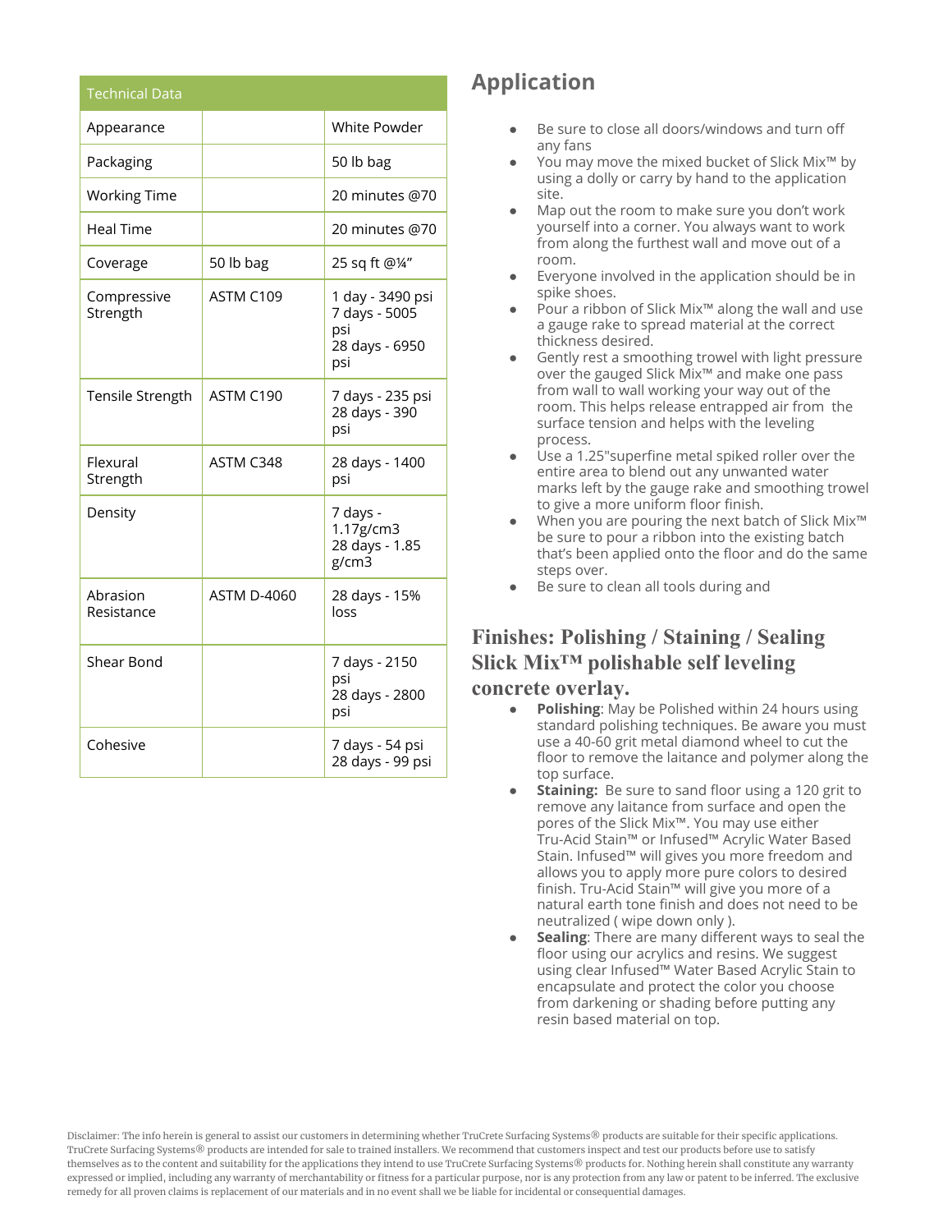| Technical Data | | |
|---|---|---|
| Appearance | | White Powder |
| Packaging | | 50 lb bag |
| Working Time | | 20 minutes @70 |
| Heal Time | | 20 minutes @70 |
| Coverage | 50 lb bag | 25 sq ft @¼" |
| Compressive Strength | ASTM C109 | 1 day - 3490 psi<br>7 days - 5005 psi<br>28 days - 6950 psi |
| Tensile Strength | ASTM C190 | 7 days - 235 psi<br>28 days - 390 psi |
| Flexural Strength | ASTM C348 | 28 days - 1400 psi |
| Density | | 7 days - 1.17g/cm3<br>28 days - 1.85 g/cm3 |
| Abrasion Resistance | ASTM D-4060 | 28 days - 15% loss |
| Shear Bond | | 7 days - 2150 psi<br>28 days - 2800 psi |
| Cohesive | | 7 days - 54 psi<br>28 days - 99 psi |

## Application

- Be sure to close all doors/windows and turn off any fans
- You may move the mixed bucket of Slick Mix™ by using a dolly or carry by hand to the application site.
- Map out the room to make sure you don't work yourself into a corner. You always want to work from along the furthest wall and move out of a room.
- Everyone involved in the application should be in spike shoes.
- Pour a ribbon of Slick Mix™ along the wall and use a gauge rake to spread material at the correct thickness desired.
- Gently rest a smoothing trowel with light pressure over the gauged Slick Mix™ and make one pass from wall to wall working your way out of the room. This helps release entrapped air from the surface tension and helps with the leveling process.
- Use a 1.25"superfine metal spiked roller over the entire area to blend out any unwanted water marks left by the gauge rake and smoothing trowel to give a more uniform floor finish.
- When you are pouring the next batch of Slick Mix™ be sure to pour a ribbon into the existing batch that's been applied onto the floor and do the same steps over.
- Be sure to clean all tools during and

## Finishes: Polishing / Staining / Sealing Slick Mix™ polishable self leveling concrete overlay.

- **Polishing**: May be Polished within 24 hours using standard polishing techniques. Be aware you must use a 40-60 grit metal diamond wheel to cut the floor to remove the laitance and polymer along the top surface.
- **Staining:** Be sure to sand floor using a 120 grit to remove any laitance from surface and open the pores of the Slick Mix™. You may use either Tru-Acid Stain™ or Infused™ Acrylic Water Based Stain. Infused™ will gives you more freedom and allows you to apply more pure colors to desired finish. Tru-Acid Stain™ will give you more of a natural earth tone finish and does not need to be neutralized ( wipe down only ).
- **Sealing**: There are many different ways to seal the floor using our acrylics and resins. We suggest using clear Infused™ Water Based Acrylic Stain to encapsulate and protect the color you choose from darkening or shading before putting any resin based material on top.

Disclaimer: The info herein is general to assist our customers in determining whether TruCrete Surfacing Systems® products are suitable for their specific applications. TruCrete Surfacing Systems® products are intended for sale to trained installers. We recommend that customers inspect and test our products before use to satisfy themselves as to the content and suitability for the applications they intend to use TruCrete Surfacing Systems® products for. Nothing herein shall constitute any warranty expressed or implied, including any warranty of merchantability or fitness for a particular purpose, nor is any protection from any law or patent to be inferred. The exclusive remedy for all proven claims is replacement of our materials and in no event shall we be liable for incidental or consequential damages.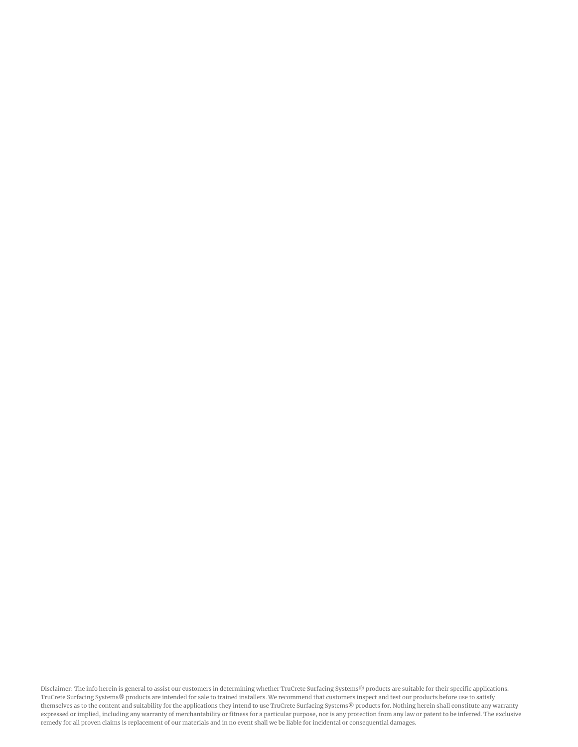Disclaimer: The info herein is general to assist our customers in determining whether TruCrete Surfacing Systems® products are suitable for their specific applications. TruCrete Surfacing Systems® products are intended for sale to trained installers. We recommend that customers inspect and test our products before use to satisfy themselves as to the content and suitability for the applications they intend to use TruCrete Surfacing Systems® products for. Nothing herein shall constitute any warranty expressed or implied, including any warranty of merchantability or fitness for a particular purpose, nor is any protection from any law or patent to be inferred. The exclusive remedy for all proven claims is replacement of our materials and in no event shall we be liable for incidental or consequential damages.